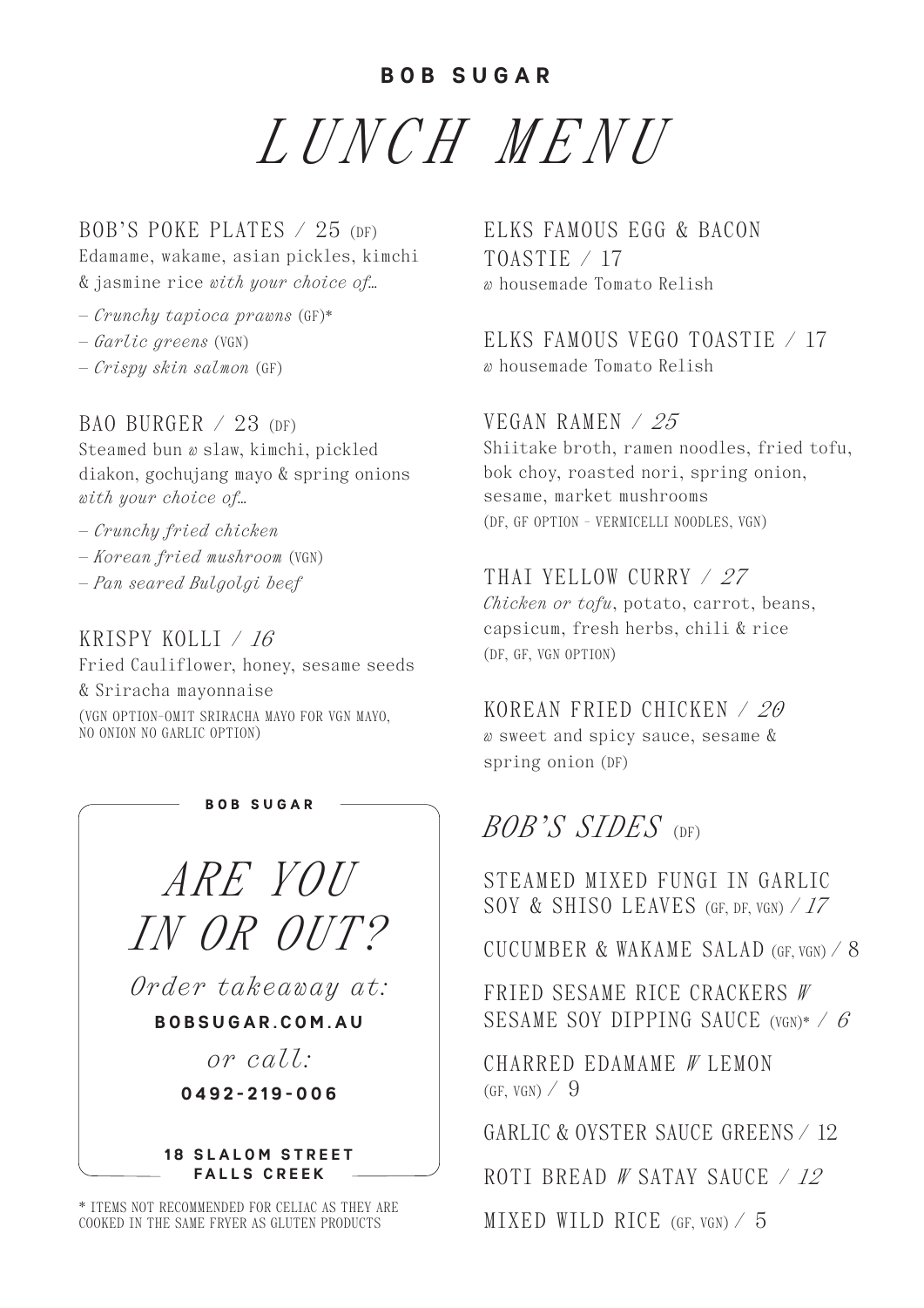**BOB SUGAR**

# *LUNCH MENU*

## BOB'S POKE PLATES / 25 (DF)

Edamame, wakame, asian pickles, kimchi & jasmine rice *with your choice of…*

- *Crunchy tapioca prawns* (GF)*
- *Garlic greens* (VGN)
- *Crispy skin salmon* (GF)

## BAO BURGER / 23 (DF)

Steamed bun *w* slaw, kimchi, pickled diakon, gochujang mayo & spring onions *with your choice of…*

- *Crunchy fried chicken*
- *Korean fried mushroom* (VGN)
- *Pan seared Bulgolgi beef*

## KRISPY KOLLI / *16*

Fried Cauliflower, honey, sesame seeds & Sriracha mayonnaise

(VGN OPTION-OMIT SRIRACHA MAYO FOR VGN MAYO, NO ONION NO GARLIC OPTION)

---

**BOB SUGAR**

*ARE YOU IN OR OUT?*

*Order takeaway at:*

**BOBSUGAR.COM.AU**

*or call:*

**0492-219-006**

**18 SLALOM STREET FALLS CREEK**

---

\* ITEMS NOT RECOMMENDED FOR CELIAC AS THEY ARE COOKED IN THE SAME FRYER AS GLUTEN PRODUCTS

## ELKS FAMOUS EGG & BACON TOASTIE / 17

*w* housemade Tomato Relish

## ELKS FAMOUS VEGO TOASTIE / 17

*w* housemade Tomato Relish

## VEGAN RAMEN / *25*

Shiitake broth, ramen noodles, fried tofu, bok choy, roasted nori, spring onion, sesame, market mushrooms

(DF, GF OPTION - VERMICELLI NOODLES, VGN)

## THAI YELLOW CURRY / *27*

*Chicken or tofu*, potato, carrot, beans, capsicum, fresh herbs, chili & rice

(DF, GF, VGN OPTION)

## KOREAN FRIED CHICKEN / *20*

*w* sweet and spicy sauce, sesame & spring onion (DF)

## *BOB'S SIDES* (DF)

STEAMED MIXED FUNGI IN GARLIC SOY & SHISO LEAVES (GF, DF, VGN) / *17*

CUCUMBER & WAKAME SALAD (GF, VGN) / 8

FRIED SESAME RICE CRACKERS *W* SESAME SOY DIPPING SAUCE (VGN)* / *6*

CHARRED EDAMAME *W* LEMON (GF, VGN) / 9

GARLIC & OYSTER SAUCE GREENS / 12

ROTI BREAD *W* SATAY SAUCE / *12*

MIXED WILD RICE (GF, VGN) / 5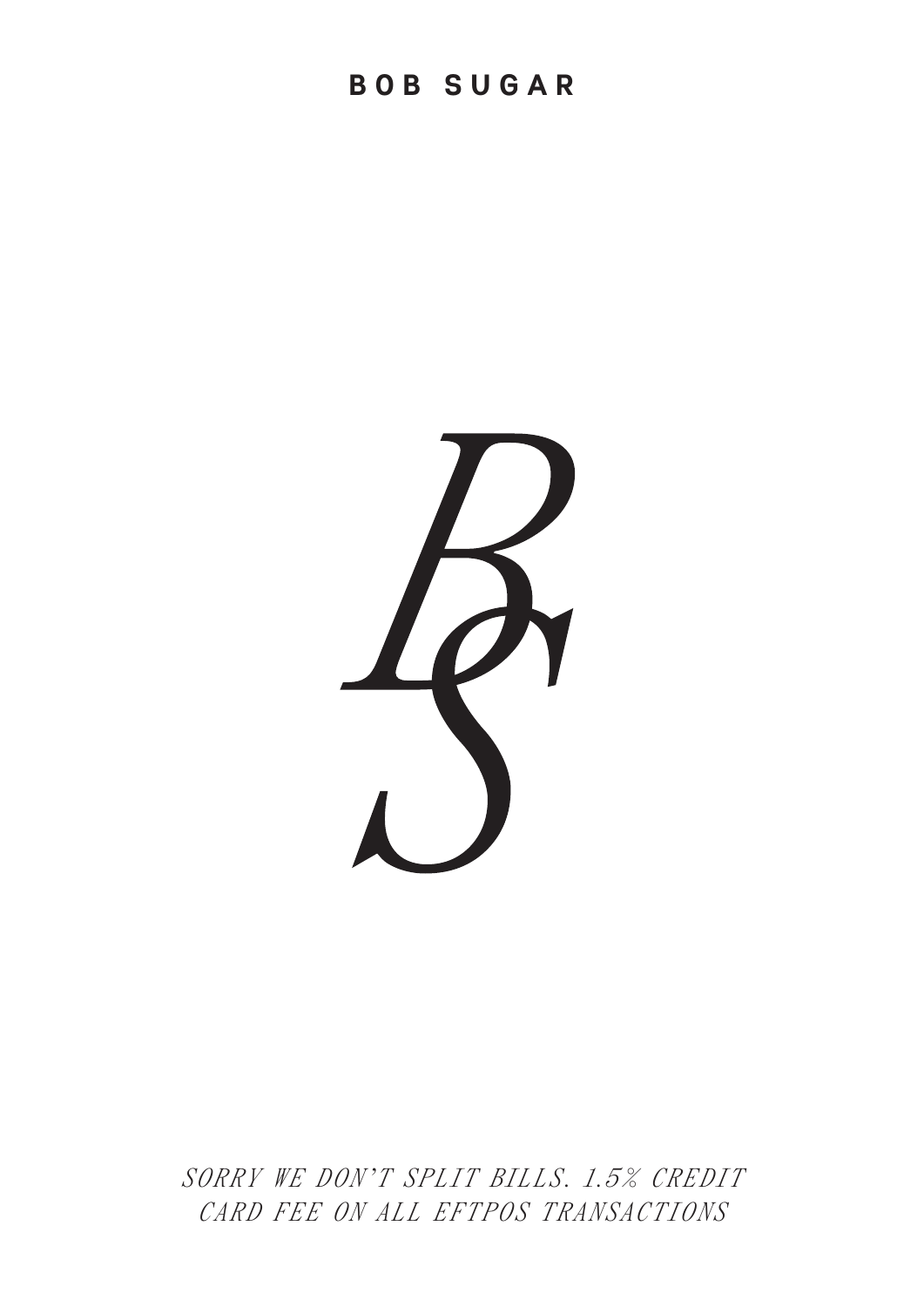**BOB SUGAR**

BS

*SORRY WE DON'T SPLIT BILLS. 1.5% CREDIT CARD FEE ON ALL EFTPOS TRANSACTIONS*